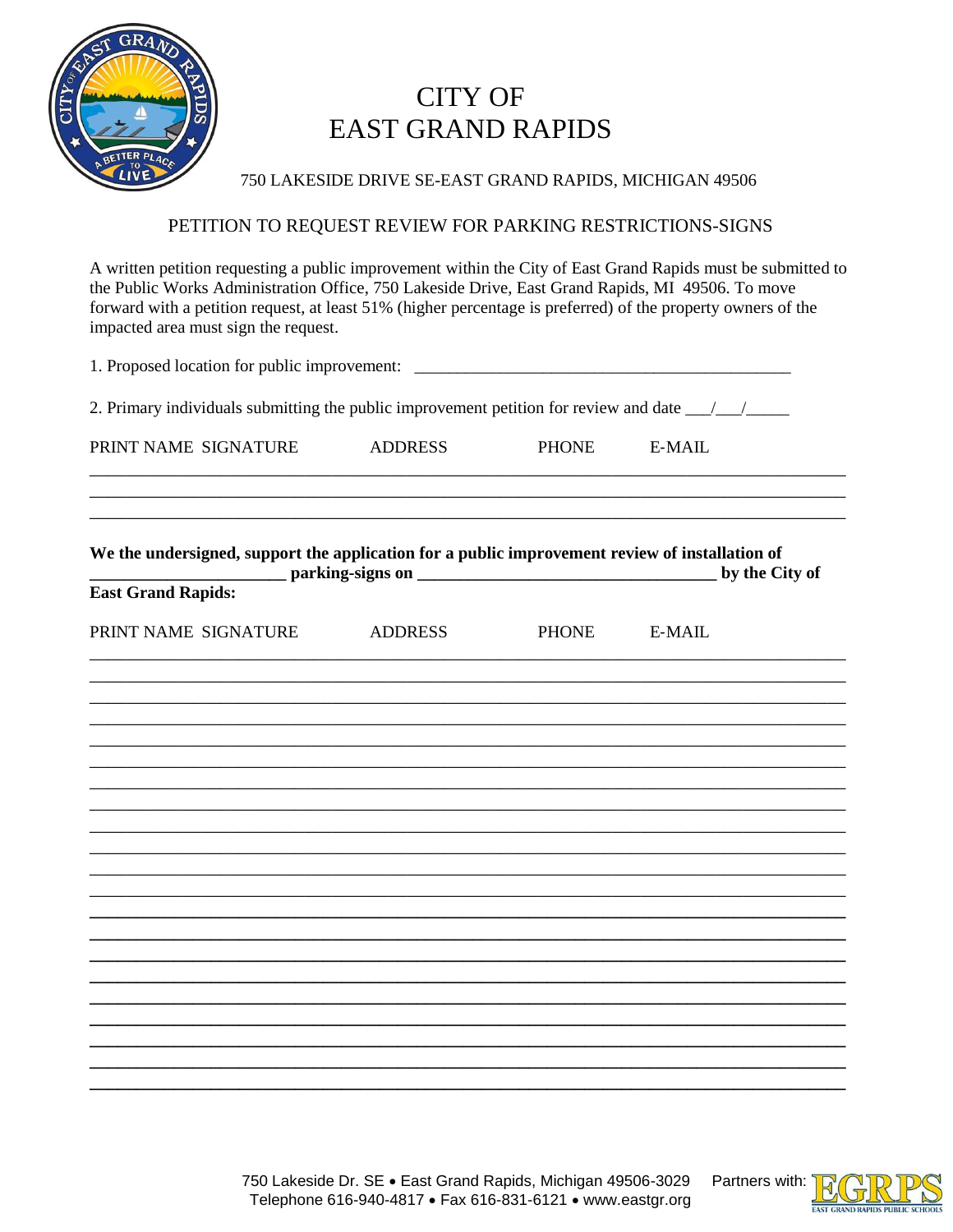# CITY OF EAST GRAND RAPIDS

750 LAKESIDE DRIVE SE-EAST GRAND RAPIDS, MICHIGAN 49506

## PETITION TO REQUEST REVIEW FOR PARKING RESTRICTIONS-SIGNS

A written petition requesting a public improvement within the City of East Grand Rapids must be submitted to the Public Works Administration Office, 750 Lakeside Drive, East Grand Rapids, MI 49506. To move forward with a petition request, at least 51% (higher percentage is preferred) of the property owners of the impacted area must sign the request.

1. Proposed location for public improvement: ____________________________________________

2. Primary individuals submitting the public improvement petition for review and date ___/___/_____

| PRINT NAME | SIGNATURE | ADDRESS | PHONE | E-MAIL |
|---|---|---|---|---|
| | | | | |
| | | | | |
| | | | | |

**We the undersigned, support the application for a public improvement review of installation of ______________________ parking-signs on __________________________________ by the City of East Grand Rapids:**

| PRINT NAME | SIGNATURE | ADDRESS | PHONE | E-MAIL |
|---|---|---|---|---|
| | | | | |
| | | | | |
| | | | | |
| | | | | |
| | | | | |
| | | | | |
| | | | | |
| | | | | |
| | | | | |
| | | | | |
| | | | | |
| | | | | |
| | | | | |
| | | | | |
| | | | | |
| | | | | |
| | | | | |
| | | | | |
| | | | | |
| | | | | |
| | | | | |

750 Lakeside Dr. SE • East Grand Rapids, Michigan 49506-3029 Partners with: EGRPS East Grand Rapids Public Schools
Telephone 616-940-4817 • Fax 616-831-6121 • www.eastgr.org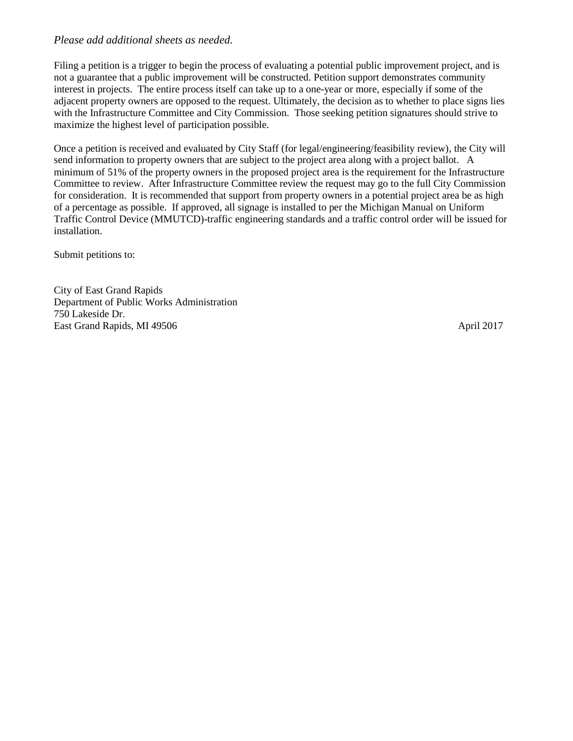*Please add additional sheets as needed.*

Filing a petition is a trigger to begin the process of evaluating a potential public improvement project, and is not a guarantee that a public improvement will be constructed. Petition support demonstrates community interest in projects. The entire process itself can take up to a one-year or more, especially if some of the adjacent property owners are opposed to the request. Ultimately, the decision as to whether to place signs lies with the Infrastructure Committee and City Commission. Those seeking petition signatures should strive to maximize the highest level of participation possible.

Once a petition is received and evaluated by City Staff (for legal/engineering/feasibility review), the City will send information to property owners that are subject to the project area along with a project ballot. A minimum of 51% of the property owners in the proposed project area is the requirement for the Infrastructure Committee to review. After Infrastructure Committee review the request may go to the full City Commission for consideration. It is recommended that support from property owners in a potential project area be as high of a percentage as possible. If approved, all signage is installed to per the Michigan Manual on Uniform Traffic Control Device (MMUTCD)-traffic engineering standards and a traffic control order will be issued for installation.

Submit petitions to:

City of East Grand Rapids
Department of Public Works Administration
750 Lakeside Dr.
East Grand Rapids, MI 49506

April 2017